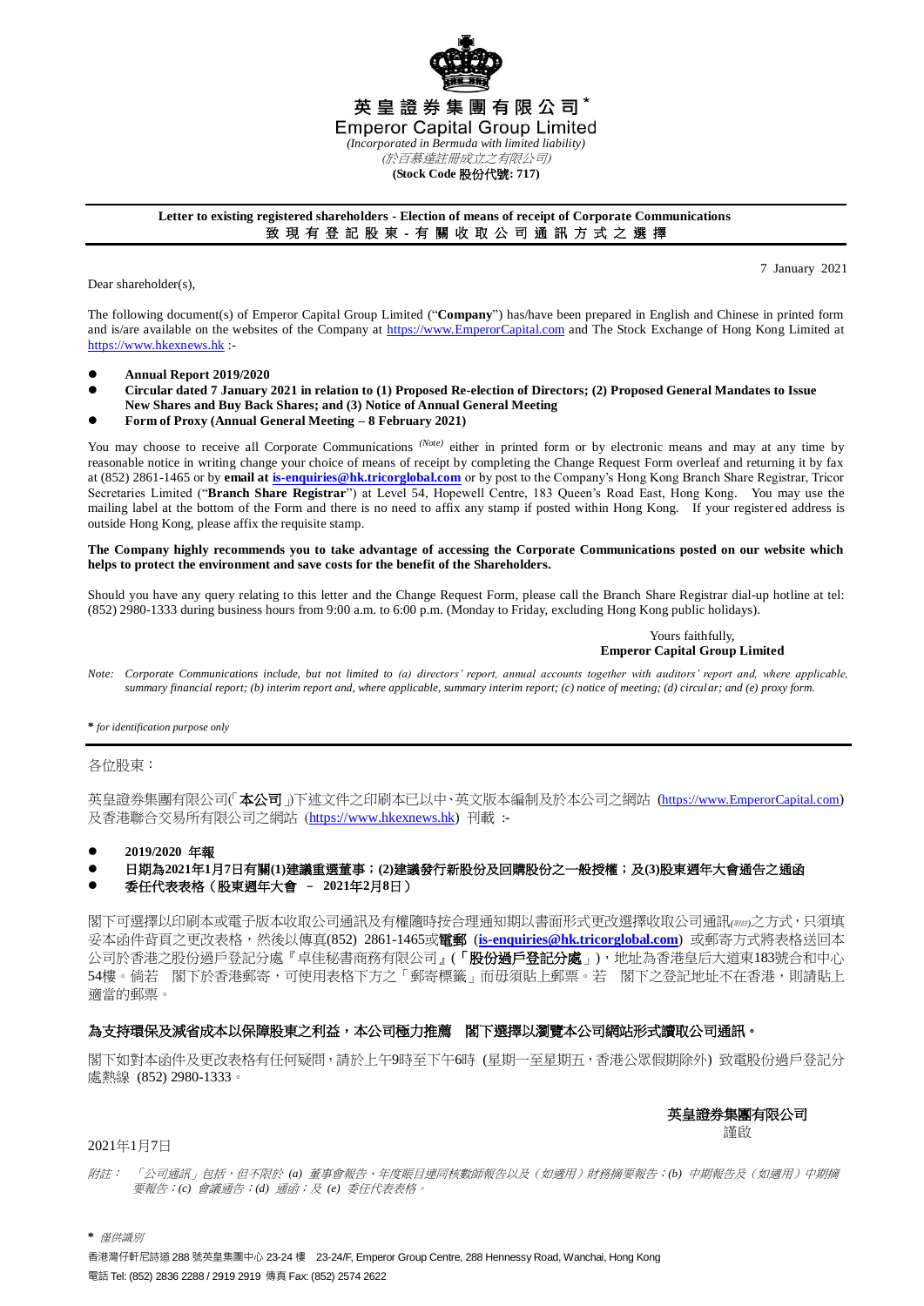**英皇證券集團有限公司***

**Emperor Capital Group Limited**

*(Incorporated in Bermuda with limited liability)*

*(於百慕達註冊成立之有限公司)*

**(Stock Code 股份代號: 717)**

**Letter to existing registered shareholders - Election of means of receipt of Corporate Communications**

**致現有登記股東 - 有關收取公司通訊方式之選擇**

7 January 2021

Dear shareholder(s),

The following document(s) of Emperor Capital Group Limited ("**Company**") has/have been prepared in English and Chinese in printed form and is/are available on the websites of the Company at https://www.EmperorCapital.com and The Stock Exchange of Hong Kong Limited at https://www.hkexnews.hk :-

- **Annual Report 2019/2020**
- **Circular dated 7 January 2021 in relation to (1) Proposed Re-election of Directors; (2) Proposed General Mandates to Issue New Shares and Buy Back Shares; and (3) Notice of Annual General Meeting**
- **Form of Proxy (Annual General Meeting – 8 February 2021)**

You may choose to receive all Corporate Communications *(Note)* either in printed form or by electronic means and may at any time by reasonable notice in writing change your choice of means of receipt by completing the Change Request Form overleaf and returning it by fax at (852) 2861-1465 or by **email at is-enquiries@hk.tricorglobal.com** or by post to the Company's Hong Kong Branch Share Registrar, Tricor Secretaries Limited ("**Branch Share Registrar**") at Level 54, Hopewell Centre, 183 Queen's Road East, Hong Kong. You may use the mailing label at the bottom of the Form and there is no need to affix any stamp if posted within Hong Kong. If your registered address is outside Hong Kong, please affix the requisite stamp.

**The Company highly recommends you to take advantage of accessing the Corporate Communications posted on our website which helps to protect the environment and save costs for the benefit of the Shareholders.**

Should you have any query relating to this letter and the Change Request Form, please call the Branch Share Registrar dial-up hotline at tel: (852) 2980-1333 during business hours from 9:00 a.m. to 6:00 p.m. (Monday to Friday, excluding Hong Kong public holidays).

Yours faithfully,
**Emperor Capital Group Limited**

*Note: Corporate Communications include, but not limited to (a) directors' report, annual accounts together with auditors' report and, where applicable, summary financial report; (b) interim report and, where applicable, summary interim report; (c) notice of meeting; (d) circular; and (e) proxy form.*

**\*** *for identification purpose only*

---

各位股東：

英皇證券集團有限公司(「**本公司**」)下述文件之印刷本已以中、英文版本編制及於本公司之網站 (https://www.EmperorCapital.com) 及香港聯合交易所有限公司之網站 (https://www.hkexnews.hk) 刊載 :-

- **2019/2020 年報**
- **日期為2021年1月7日有關(1)建議重選董事；(2)建議發行新股份及回購股份之一般授權；及(3)股東週年大會通告之通函**
- **委任代表表格（股東週年大會 – 2021年2月8日）**

閣下可選擇以印刷本或電子版本收取公司通訊及有權隨時按合理通知期以書面形式更改選擇收取公司通訊*(附註)*之方式，只須填妥本函件背頁之更改表格，然後以傳真(852) 2861-1465或**電郵** (**is-enquiries@hk.tricorglobal.com**) 或郵寄方式將表格送回本公司於香港之股份過戶登記分處『卓佳秘書商務有限公司』(「**股份過戶登記分處**」)，地址為香港皇后大道東183號合和中心54樓。倘若 閣下於香港郵寄，可使用表格下方之「郵寄標籤」而毋須貼上郵票。若 閣下之登記地址不在香港，則請貼上適當的郵票。

**為支持環保及減省成本以保障股東之利益，本公司極力推薦 閣下選擇以瀏覽本公司網站形式讀取公司通訊。**

閣下如對本函件及更改表格有任何疑問，請於上午9時至下午6時 (星期一至星期五，香港公眾假期除外) 致電股份過戶登記分處熱線 (852) 2980-1333。

**英皇證券集團有限公司**
謹啟

2021年1月7日

*附註： 「公司通訊」包括，但不限於 (a) 董事會報告、年度賬目連同核數師報告以及（如適用）財務摘要報告；(b) 中期報告及（如適用）中期摘要報告；(c) 會議通告；(d) 通函；及 (e) 委任代表表格。*

**\*** *僅供識別*

香港灣仔軒尼詩道 288 號英皇集團中心 23-24 樓 23-24/F, Emperor Group Centre, 288 Hennessy Road, Wanchai, Hong Kong

電話 Tel: (852) 2836 2288 / 2919 2919 傳真 Fax: (852) 2574 2622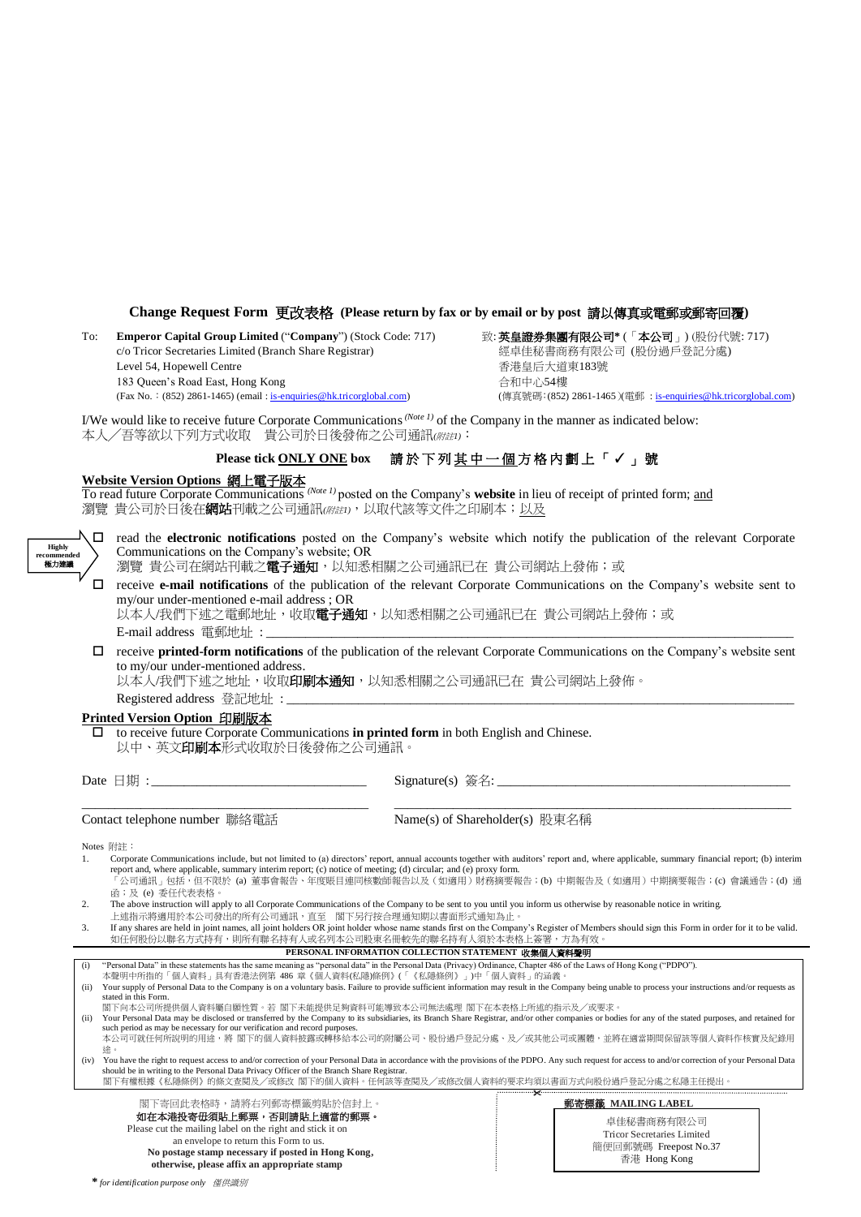# Change Request Form 更改表格 (Please return by fax or by email or by post 請以傳真或電郵或郵寄回覆)

To: **Emperor Capital Group Limited** ("**Company**") (Stock Code: 717)
c/o Tricor Secretaries Limited (Branch Share Registrar)
Level 54, Hopewell Centre
183 Queen's Road East, Hong Kong
(Fax No.：(852) 2861-1465) (email : is-enquiries@hk.tricorglobal.com)

致: **英皇證券集團有限公司***（「**本公司**」）(股份代號: 717)
經卓佳秘書商務有限公司 (股份過戶登記分處)
香港皇后大道東183號
合和中心54樓
(傳真號碼: (852) 2861-1465 )(電郵 : is-enquiries@hk.tricorglobal.com)

I/We would like to receive future Corporate Communications (Note 1) of the Company in the manner as indicated below:
本人／吾等欲以下列方式收取 貴公司於日後發佈之公司通訊(附註1)：

**Please tick ONLY ONE box 請於下列其中一個方格內劃上「✓」號**

**Website Version Options 網上電子版本**
To read future Corporate Communications (Note 1) posted on the Company's **website** in lieu of receipt of printed form; and
瀏覽 貴公司於日後在**網站**刊載之公司通訊(附註1)，以取代該等文件之印刷本；以及

Highly recommended 極力建議

- ☐ read the **electronic notifications** posted on the Company's website which notify the publication of the relevant Corporate Communications on the Company's website; OR
  瀏覽 貴公司在網站刊載之**電子通知**，以知悉相關之公司通訊已在 貴公司網站上發佈；或
- ☐ receive **e-mail notifications** of the publication of the relevant Corporate Communications on the Company's website sent to my/our under-mentioned e-mail address ; OR
  以本人/我們下述之電郵地址，收取**電子通知**，以知悉相關之公司通訊已在 貴公司網站上發佈；或
  E-mail address 電郵地址 :________________________________
- ☐ receive **printed-form notifications** of the publication of the relevant Corporate Communications on the Company's website sent to my/our under-mentioned address.
  以本人/我們下述之地址，收取**印刷本通知**，以知悉相關之公司通訊已在 貴公司網站上發佈。
  Registered address 登記地址 :________________________________

**Printed Version Option 印刷版本**

- ☐ to receive future Corporate Communications **in printed form** in both English and Chinese.
  以中、英文**印刷本**形式收取於日後發佈之公司通訊。

Date 日期 :______________________ Signature(s) 簽名:______________________

______________________ ______________________

Contact telephone number 聯絡電話 Name(s) of Shareholder(s) 股東名稱

Notes 附註：

1. Corporate Communications include, but not limited to (a) directors' report, annual accounts together with auditors' report and, where applicable, summary financial report; (b) interim report and, where applicable, summary interim report; (c) notice of meeting; (d) circular; and (e) proxy form.
   「公司通訊」包括，但不限於 (a) 董事會報告、年度賬目連同核數師報告以及（如適用）財務摘要報告；(b) 中期報告及（如適用）中期摘要報告；(c) 會議通告；(d) 通函；及 (e) 委任代表表格。
2. The above instruction will apply to all Corporate Communications of the Company to be sent to you until you inform us otherwise by reasonable notice in writing.
   上述指示將適用於本公司發出的所有公司通訊，直至 閣下另行按合理通知期以書面形式通知為止。
3. If any shares are held in joint names, all joint holders OR joint holder whose name stands first on the Company's Register of Members should sign this Form in order for it to be valid.
   如任何股份以聯名方式持有，則所有聯名持有人或名列本公司股東名冊較先的聯名持有人須於本表格上簽署，方為有效。

**PERSONAL INFORMATION COLLECTION STATEMENT 收集個人資料聲明**

(i) "Personal Data" in these statements has the same meaning as "personal data" in the Personal Data (Privacy) Ordinance, Chapter 486 of the Laws of Hong Kong ("PDPO").
本聲明中所指的「個人資料」具有香港法例第 486 章《個人資料(私隱)條例》(「《私隱條例》」)中「個人資料」的涵義。

(ii) Your supply of Personal Data to the Company is on a voluntary basis. Failure to provide sufficient information may result in the Company being unable to process your instructions and/or requests as stated in this Form.
閣下向本公司所提供個人資料屬自願性質。若 閣下未能提供足夠資料可能導致本公司無法處理 閣下在本表格上所述的指示及／或要求。

(ii) Your Personal Data may be disclosed or transferred by the Company to its subsidiaries, its Branch Share Registrar, and/or other companies or bodies for any of the stated purposes, and retained for such period as may be necessary for our verification and record purposes.
本公司可就任何所說明的用途，將 閣下的個人資料披露或轉移給本公司的附屬公司、股份過戶登記分處、及／或其他公司或團體，並將在適當期間保留該等個人資料作核實及紀錄用途。

(iv) You have the right to request access to and/or correction of your Personal Data in accordance with the provisions of the PDPO. Any such request for access to and/or correction of your Personal Data should be in writing to the Personal Data Privacy Officer of the Branch Share Registrar.
閣下有權根據《私隱條例》的條文查閱及／或修改 閣下的個人資料。任何該等查閱及／或修改個人資料的要求均須以書面方式向股份過戶登記分處之私隱主任提出。

閣下寄回此表格時，請將右列郵寄標籤剪貼於信封上。
**如在本港投寄毋須貼上郵票，否則請貼上適當的郵票。**
Please cut the mailing label on the right and stick it on an envelope to return this Form to us.
**No postage stamp necessary if posted in Hong Kong, otherwise, please affix an appropriate stamp**

**郵寄標籤 MAILING LABEL**
卓佳秘書商務有限公司
Tricor Secretaries Limited
簡便回郵號碼 Freepost No.37
香港 Hong Kong

*\* for identification purpose only 僅供識別*